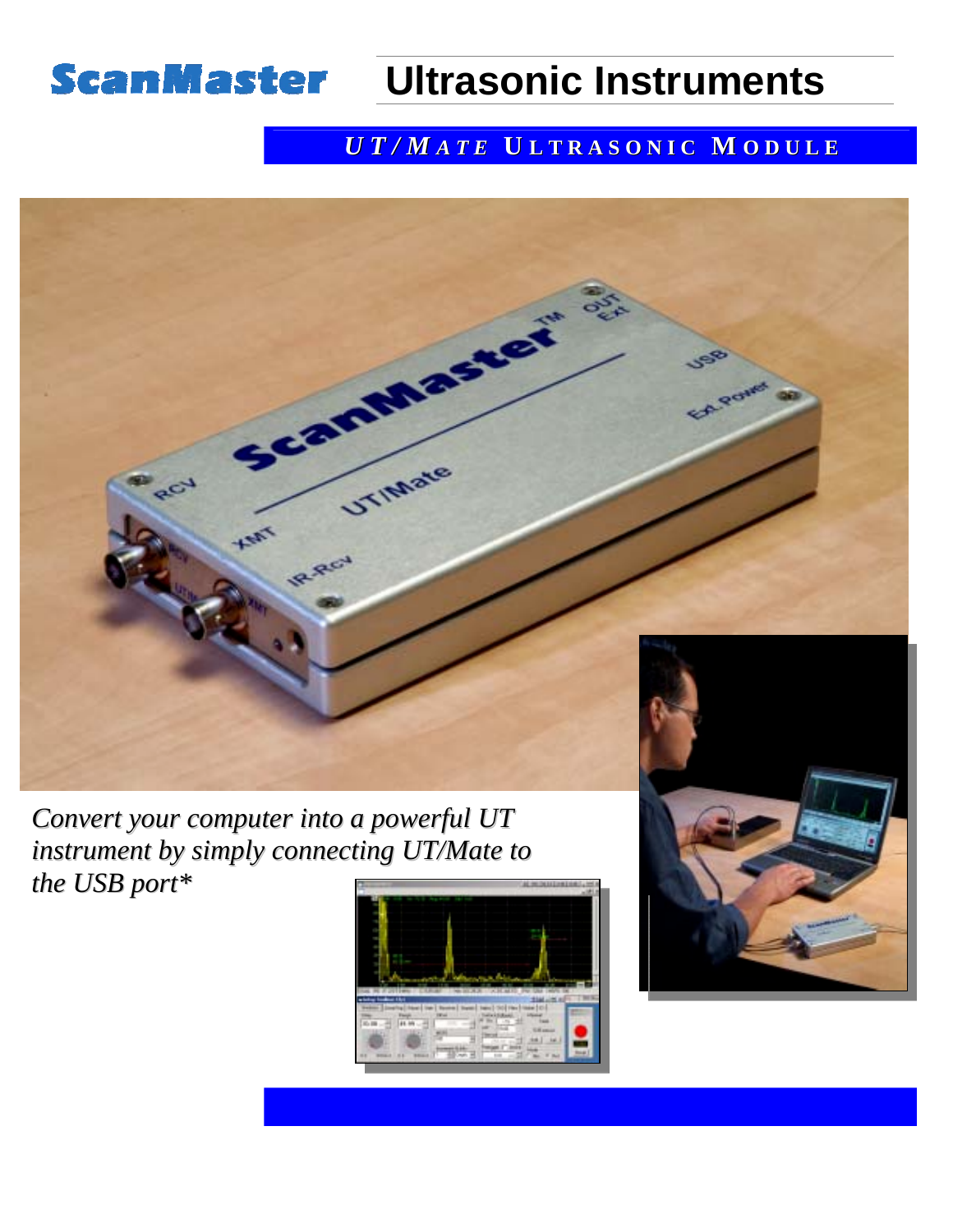# ScanMaster Ultrasonic Instruments

## UT/MATE ULTRASONIC MODULE

*Convert your computer into a powerful UT instrument by simply connecting UT/Mate to the USB port**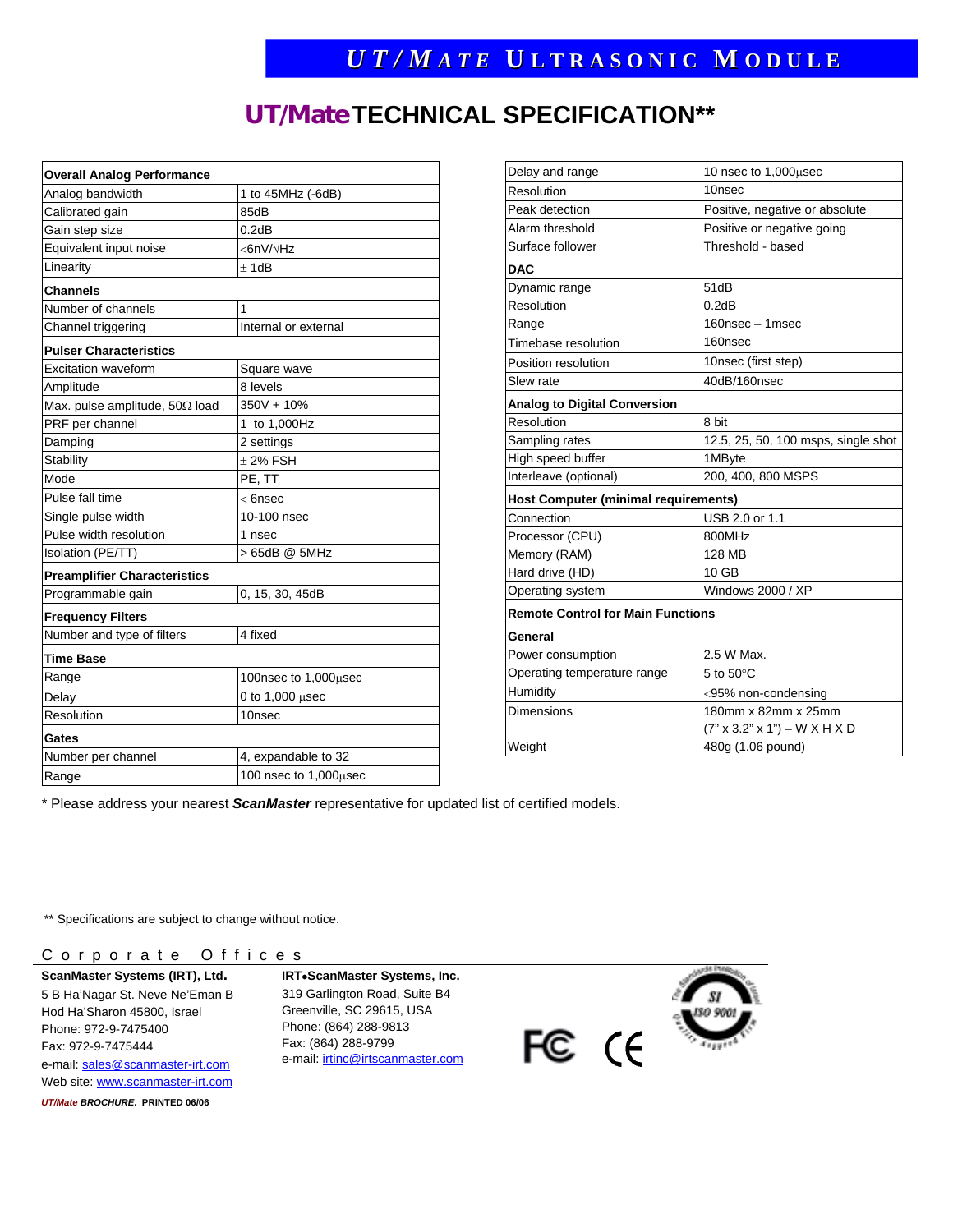# UT/MATE ULTRASONIC MODULE

## UT/Mate TECHNICAL SPECIFICATION**

| | |
|---|---|
| **Overall Analog Performance** | |
| Analog bandwidth | 1 to 45MHz (-6dB) |
| Calibrated gain | 85dB |
| Gain step size | 0.2dB |
| Equivalent input noise | <6nV/√Hz |
| Linearity | ± 1dB |
| **Channels** | |
| Number of channels | 1 |
| Channel triggering | Internal or external |
| **Pulser Characteristics** | |
| Excitation waveform | Square wave |
| Amplitude | 8 levels |
| Max. pulse amplitude, 50Ω load | 350V ± 10% |
| PRF per channel | 1 to 1,000Hz |
| Damping | 2 settings |
| Stability | ± 2% FSH |
| Mode | PE, TT |
| Pulse fall time | < 6nsec |
| Single pulse width | 10-100 nsec |
| Pulse width resolution | 1 nsec |
| Isolation (PE/TT) | > 65dB @ 5MHz |
| **Preamplifier Characteristics** | |
| Programmable gain | 0, 15, 30, 45dB |
| **Frequency Filters** | |
| Number and type of filters | 4 fixed |
| **Time Base** | |
| Range | 100nsec to 1,000µsec |
| Delay | 0 to 1,000 µsec |
| Resolution | 10nsec |
| **Gates** | |
| Number per channel | 4, expandable to 32 |
| Range | 100 nsec to 1,000µsec |
| Delay and range | 10 nsec to 1,000µsec |
| Resolution | 10nsec |
| Peak detection | Positive, negative or absolute |
| Alarm threshold | Positive or negative going |
| Surface follower | Threshold - based |
| **DAC** | |
| Dynamic range | 51dB |
| Resolution | 0.2dB |
| Range | 160nsec – 1msec |
| Timebase resolution | 160nsec |
| Position resolution | 10nsec (first step) |
| Slew rate | 40dB/160nsec |
| **Analog to Digital Conversion** | |
| Resolution | 8 bit |
| Sampling rates | 12.5, 25, 50, 100 msps, single shot |
| High speed buffer | 1MByte |
| Interleave (optional) | 200, 400, 800 MSPS |
| **Host Computer (minimal requirements)** | |
| Connection | USB 2.0 or 1.1 |
| Processor (CPU) | 800MHz |
| Memory (RAM) | 128 MB |
| Hard drive (HD) | 10 GB |
| Operating system | Windows 2000 / XP |
| **Remote Control for Main Functions** | |
| **General** | |
| Power consumption | 2.5 W Max. |
| Operating temperature range | 5 to 50°C |
| Humidity | <95% non-condensing |
| Dimensions | 180mm x 82mm x 25mm (7" x 3.2" x 1") – W X H X D |
| Weight | 480g (1.06 pound) |

* Please address your nearest ***ScanMaster*** representative for updated list of certified models.

** Specifications are subject to change without notice.

### Corporate Offices

**ScanMaster Systems (IRT), Ltd.**
5 B Ha'Nagar St. Neve Ne'Eman B
Hod Ha'Sharon 45800, Israel
Phone: 972-9-7475400
Fax: 972-9-7475444
e-mail: sales@scanmaster-irt.com
Web site: www.scanmaster-irt.com

**IRT•ScanMaster Systems, Inc.**
319 Garlington Road, Suite B4
Greenville, SC 29615, USA
Phone: (864) 288-9813
Fax: (864) 288-9799
e-mail: irtinc@irtscanmaster.com

FC CE

The Standards Institution of Israel — SI ISO 9001 — Quality Assured Firm

***UT/Mate* BROCHURE. PRINTED 06/06**